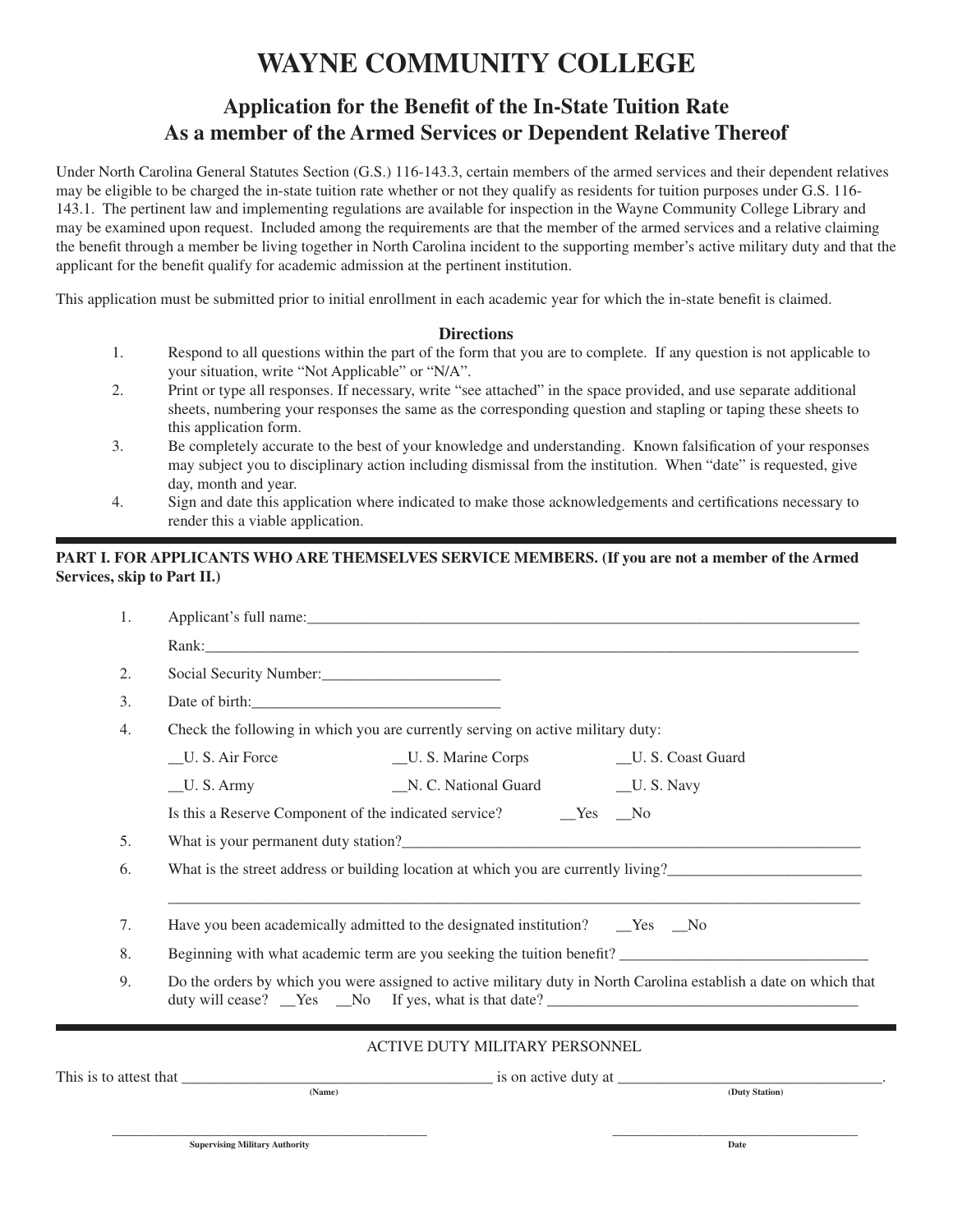# WAYNE COMMUNITY COLLEGE

## Application for the Benefit of the In-State Tuition Rate As a member of the Armed Services or Dependent Relative Thereof

Under North Carolina General Statutes Section (G.S.) 116-143.3, certain members of the armed services and their dependent relatives may be eligible to be charged the in-state tuition rate whether or not they qualify as residents for tuition purposes under G.S. 116-143.1. The pertinent law and implementing regulations are available for inspection in the Wayne Community College Library and may be examined upon request. Included among the requirements are that the member of the armed services and a relative claiming the benefit through a member be living together in North Carolina incident to the supporting member's active military duty and that the applicant for the benefit qualify for academic admission at the pertinent institution.

This application must be submitted prior to initial enrollment in each academic year for which the in-state benefit is claimed.

### Directions

1. Respond to all questions within the part of the form that you are to complete. If any question is not applicable to your situation, write "Not Applicable" or "N/A".
2. Print or type all responses. If necessary, write "see attached" in the space provided, and use separate additional sheets, numbering your responses the same as the corresponding question and stapling or taping these sheets to this application form.
3. Be completely accurate to the best of your knowledge and understanding. Known falsification of your responses may subject you to disciplinary action including dismissal from the institution. When "date" is requested, give day, month and year.
4. Sign and date this application where indicated to make those acknowledgements and certifications necessary to render this a viable application.

---

**PART I. FOR APPLICANTS WHO ARE THEMSELVES SERVICE MEMBERS. (If you are not a member of the Armed Services, skip to Part II.)**

1. Applicant's full name:______________________________________________

   Rank:______________________________________________
2. Social Security Number:_______________________
3. Date of birth:________________________________
4. Check the following in which you are currently serving on active military duty:

   __U. S. Air Force    __U. S. Marine Corps    __U. S. Coast Guard

   __U. S. Army    __N. C. National Guard    __U. S. Navy

   Is this a Reserve Component of the indicated service?    __Yes    __No
5. What is your permanent duty station?_______________________________________
6. What is the street address or building location at which you are currently living?_________________________

   ______________________________________________
7. Have you been academically admitted to the designated institution?    __Yes    __No
8. Beginning with what academic term are you seeking the tuition benefit? ________________________________
9. Do the orders by which you were assigned to active military duty in North Carolina establish a date on which that duty will cease? __Yes __No If yes, what is that date? _________________________________________

---

ACTIVE DUTY MILITARY PERSONNEL

This is to attest that _________________________________________ is on active duty at __________________________________.

(Name)    (Duty Station)

_______________________________________________    __________________________________

Supervising Military Authority    Date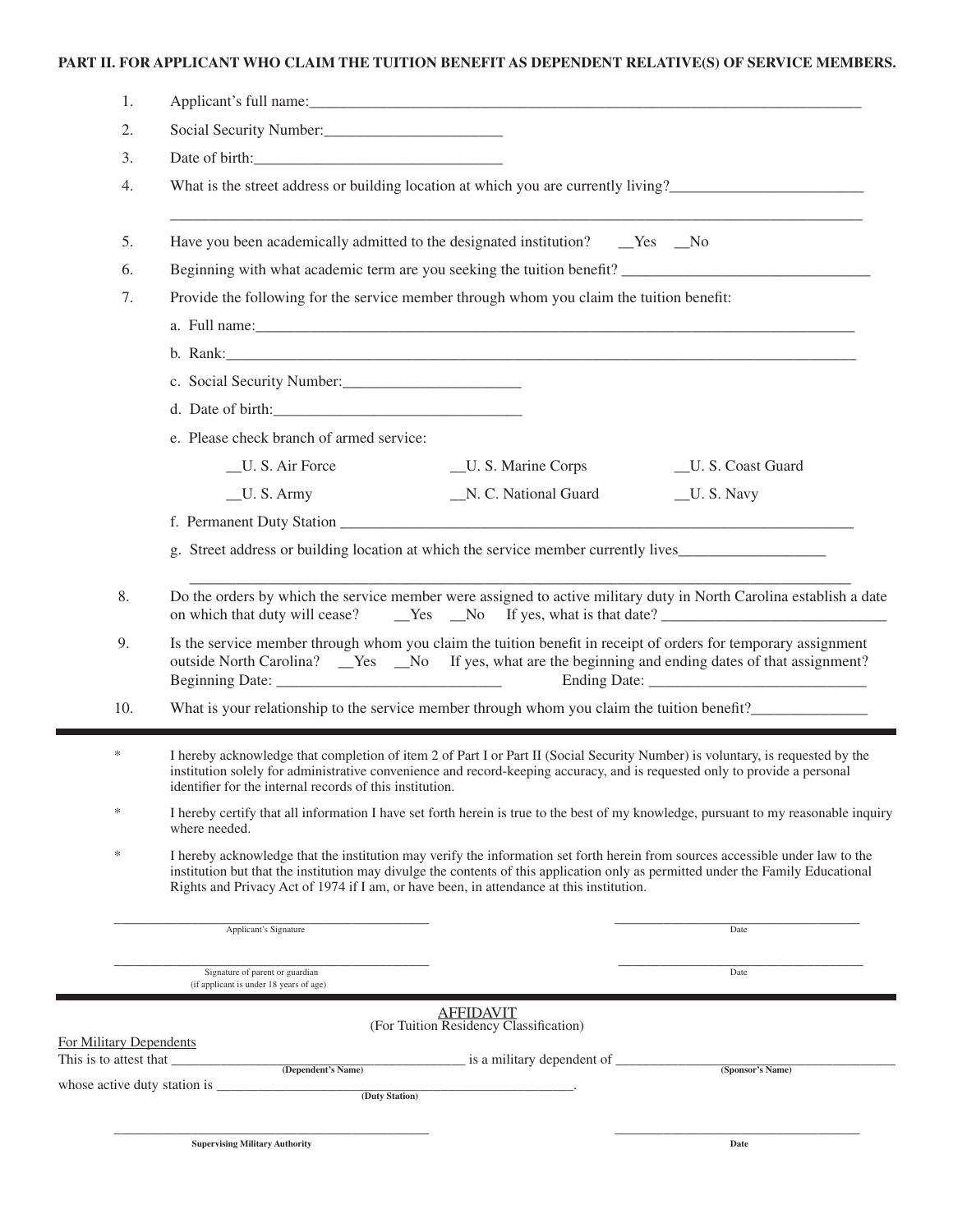**PART II. FOR APPLICANT WHO CLAIM THE TUITION BENEFIT AS DEPENDENT RELATIVE(S) OF SERVICE MEMBERS.**

1. Applicant's full name:\_\_\_\_\_\_\_\_\_\_\_\_\_\_\_\_\_\_\_\_\_\_\_\_\_\_\_\_\_\_\_\_\_\_\_\_\_\_\_\_
2. Social Security Number:\_\_\_\_\_\_\_\_\_\_\_\_\_\_\_\_\_\_\_\_
3. Date of birth:\_\_\_\_\_\_\_\_\_\_\_\_\_\_\_\_\_\_\_\_\_\_\_\_\_\_\_
4. What is the street address or building location at which you are currently living?\_\_\_\_\_\_\_\_\_\_\_\_\_\_\_\_\_\_\_\_\_\_\_

   \_\_\_\_\_\_\_\_\_\_\_\_\_\_\_\_\_\_\_\_\_\_\_\_\_\_\_\_\_\_\_\_\_\_\_\_\_\_\_\_\_\_\_\_\_\_\_\_\_\_\_\_\_\_\_\_\_\_
5. Have you been academically admitted to the designated institution? \_\_Yes \_\_No
6. Beginning with what academic term are you seeking the tuition benefit? \_\_\_\_\_\_\_\_\_\_\_\_\_\_\_\_\_\_\_\_\_\_\_\_\_\_\_\_
7. Provide the following for the service member through whom you claim the tuition benefit:

   a. Full name:\_\_\_\_\_\_\_\_\_\_\_\_\_\_\_\_\_\_\_\_\_\_\_\_\_\_\_\_\_\_\_\_\_\_\_\_\_\_\_\_\_\_\_\_\_\_\_\_\_\_

   b. Rank:\_\_\_\_\_\_\_\_\_\_\_\_\_\_\_\_\_\_\_\_\_\_\_\_\_\_\_\_\_\_\_\_\_\_\_\_\_\_\_\_\_\_\_\_\_\_\_\_\_\_\_\_\_\_

   c. Social Security Number:\_\_\_\_\_\_\_\_\_\_\_\_\_\_\_\_\_\_\_\_

   d. Date of birth:\_\_\_\_\_\_\_\_\_\_\_\_\_\_\_\_\_\_\_\_\_\_\_\_\_\_\_

   e. Please check branch of armed service:

   | | | |
   |---|---|---|
   | \_\_U. S. Air Force | \_\_U. S. Marine Corps | \_\_U. S. Coast Guard |
   | \_\_U. S. Army | \_\_N. C. National Guard | \_\_U. S. Navy |

   f. Permanent Duty Station \_\_\_\_\_\_\_\_\_\_\_\_\_\_\_\_\_\_\_\_\_\_\_\_\_\_\_\_\_\_\_\_\_\_\_\_\_\_\_\_\_\_\_\_\_

   g. Street address or building location at which the service member currently lives\_\_\_\_\_\_\_\_\_\_\_\_\_\_\_\_\_

   \_\_\_\_\_\_\_\_\_\_\_\_\_\_\_\_\_\_\_\_\_\_\_\_\_\_\_\_\_\_\_\_\_\_\_\_\_\_\_\_\_\_\_\_\_\_\_\_\_\_\_\_\_\_\_\_
8. Do the orders by which the service member were assigned to active military duty in North Carolina establish a date on which that duty will cease? \_\_Yes \_\_No If yes, what is that date? \_\_\_\_\_\_\_\_\_\_\_\_\_\_\_\_\_\_\_\_\_\_\_\_\_\_
9. Is the service member through whom you claim the tuition benefit in receipt of orders for temporary assignment outside North Carolina? \_\_Yes \_\_No If yes, what are the beginning and ending dates of that assignment? Beginning Date: \_\_\_\_\_\_\_\_\_\_\_\_\_\_\_\_\_\_\_\_\_\_\_\_\_ Ending Date: \_\_\_\_\_\_\_\_\_\_\_\_\_\_\_\_\_\_\_\_\_\_\_\_\_
10. What is your relationship to the service member through whom you claim the tuition benefit?\_\_\_\_\_\_\_\_\_\_\_\_\_\_

---

\* I hereby acknowledge that completion of item 2 of Part I or Part II (Social Security Number) is voluntary, is requested by the institution solely for administrative convenience and record-keeping accuracy, and is requested only to provide a personal identifier for the internal records of this institution.

\* I hereby certify that all information I have set forth herein is true to the best of my knowledge, pursuant to my reasonable inquiry where needed.

\* I hereby acknowledge that the institution may verify the information set forth herein from sources accessible under law to the institution but that the institution may divulge the contents of this application only as permitted under the Family Educational Rights and Privacy Act of 1974 if I am, or have been, in attendance at this institution.

\_\_\_\_\_\_\_\_\_\_\_\_\_\_\_\_\_\_\_\_\_\_\_\_\_\_\_\_\_\_\_\_\_\_\_\_ \_\_\_\_\_\_\_\_\_\_\_\_\_\_\_\_\_\_\_\_\_\_\_\_\_\_\_\_
Applicant's Signature Date

\_\_\_\_\_\_\_\_\_\_\_\_\_\_\_\_\_\_\_\_\_\_\_\_\_\_\_\_\_\_\_\_\_\_\_\_ \_\_\_\_\_\_\_\_\_\_\_\_\_\_\_\_\_\_\_\_\_\_\_\_\_\_\_\_
Signature of parent or guardian (if applicant is under 18 years of age) Date

---

## AFFIDAVIT
(For Tuition Residency Classification)

For Military Dependents

This is to attest that \_\_\_\_\_\_\_\_\_\_\_\_\_\_\_\_\_\_\_\_\_\_\_\_\_\_\_\_\_\_\_\_ **(Dependent's Name)** is a military dependent of \_\_\_\_\_\_\_\_\_\_\_\_\_\_\_\_\_\_\_\_\_\_\_\_\_\_\_\_\_\_\_\_ **(Sponsor's Name)**

whose active duty station is \_\_\_\_\_\_\_\_\_\_\_\_\_\_\_\_\_\_\_\_\_\_\_\_\_\_\_\_\_\_\_\_\_\_\_\_\_\_\_\_ **(Duty Station)**.

\_\_\_\_\_\_\_\_\_\_\_\_\_\_\_\_\_\_\_\_\_\_\_\_\_\_\_\_\_\_\_\_\_\_\_\_ \_\_\_\_\_\_\_\_\_\_\_\_\_\_\_\_\_\_\_\_\_\_\_\_\_\_\_\_
**Supervising Military Authority** **Date**